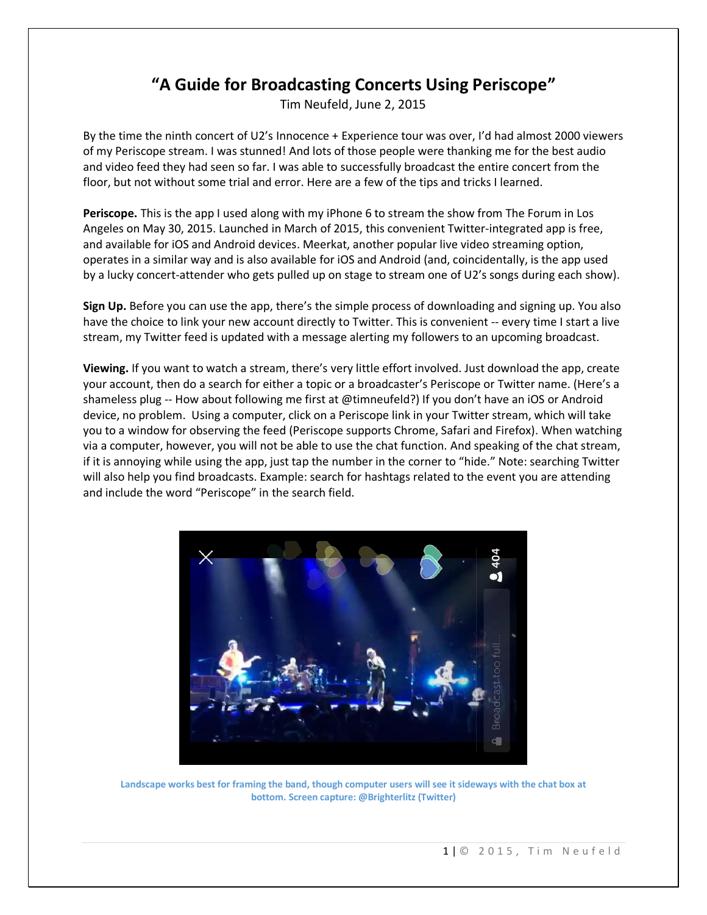# "A Guide for Broadcasting Concerts Using Periscope"

Tim Neufeld, June 2, 2015

By the time the ninth concert of U2's Innocence + Experience tour was over, I'd had almost 2000 viewers of my Periscope stream. I was stunned! And lots of those people were thanking me for the best audio and video feed they had seen so far. I was able to successfully broadcast the entire concert from the floor, but not without some trial and error. Here are a few of the tips and tricks I learned.

**Periscope.** This is the app I used along with my iPhone 6 to stream the show from The Forum in Los Angeles on May 30, 2015. Launched in March of 2015, this convenient Twitter-integrated app is free, and available for iOS and Android devices. Meerkat, another popular live video streaming option, operates in a similar way and is also available for iOS and Android (and, coincidentally, is the app used by a lucky concert-attender who gets pulled up on stage to stream one of U2's songs during each show).

**Sign Up.** Before you can use the app, there's the simple process of downloading and signing up. You also have the choice to link your new account directly to Twitter. This is convenient -- every time I start a live stream, my Twitter feed is updated with a message alerting my followers to an upcoming broadcast.

**Viewing.** If you want to watch a stream, there's very little effort involved. Just download the app, create your account, then do a search for either a topic or a broadcaster's Periscope or Twitter name. (Here's a shameless plug -- How about following me first at @timneufeld?) If you don't have an iOS or Android device, no problem. Using a computer, click on a Periscope link in your Twitter stream, which will take you to a window for observing the feed (Periscope supports Chrome, Safari and Firefox). When watching via a computer, however, you will not be able to use the chat function. And speaking of the chat stream, if it is annoying while using the app, just tap the number in the corner to "hide." Note: searching Twitter will also help you find broadcasts. Example: search for hashtags related to the event you are attending and include the word "Periscope" in the search field.

Landscape works best for framing the band, though computer users will see it sideways with the chat box at bottom. Screen capture: @Brighterlitz (Twitter)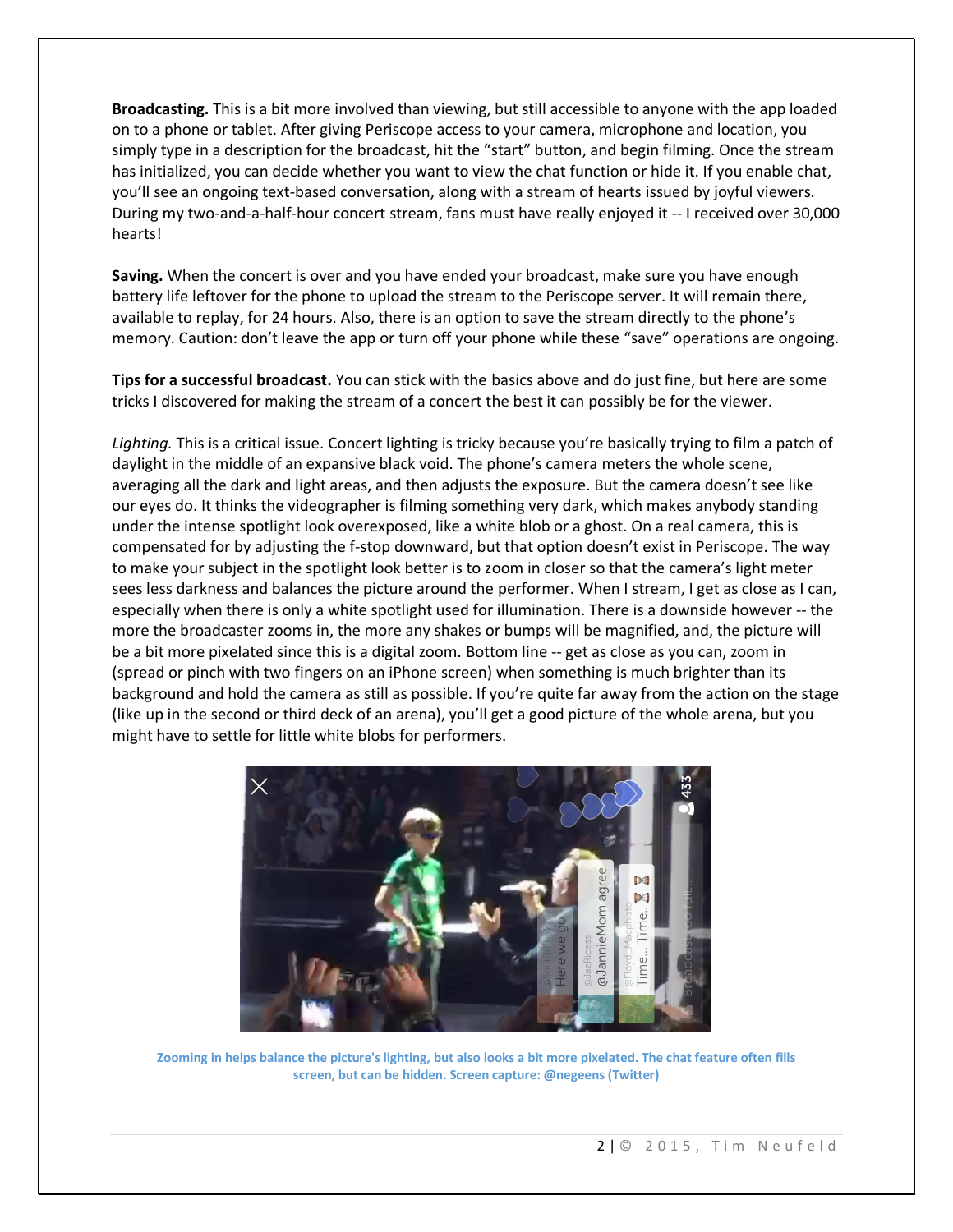**Broadcasting.** This is a bit more involved than viewing, but still accessible to anyone with the app loaded on to a phone or tablet. After giving Periscope access to your camera, microphone and location, you simply type in a description for the broadcast, hit the "start" button, and begin filming. Once the stream has initialized, you can decide whether you want to view the chat function or hide it. If you enable chat, you'll see an ongoing text-based conversation, along with a stream of hearts issued by joyful viewers. During my two-and-a-half-hour concert stream, fans must have really enjoyed it -- I received over 30,000 hearts!

**Saving.** When the concert is over and you have ended your broadcast, make sure you have enough battery life leftover for the phone to upload the stream to the Periscope server. It will remain there, available to replay, for 24 hours. Also, there is an option to save the stream directly to the phone's memory. Caution: don't leave the app or turn off your phone while these "save" operations are ongoing.

**Tips for a successful broadcast.** You can stick with the basics above and do just fine, but here are some tricks I discovered for making the stream of a concert the best it can possibly be for the viewer.

*Lighting.* This is a critical issue. Concert lighting is tricky because you're basically trying to film a patch of daylight in the middle of an expansive black void. The phone's camera meters the whole scene, averaging all the dark and light areas, and then adjusts the exposure. But the camera doesn't see like our eyes do. It thinks the videographer is filming something very dark, which makes anybody standing under the intense spotlight look overexposed, like a white blob or a ghost. On a real camera, this is compensated for by adjusting the f-stop downward, but that option doesn't exist in Periscope. The way to make your subject in the spotlight look better is to zoom in closer so that the camera's light meter sees less darkness and balances the picture around the performer. When I stream, I get as close as I can, especially when there is only a white spotlight used for illumination. There is a downside however -- the more the broadcaster zooms in, the more any shakes or bumps will be magnified, and, the picture will be a bit more pixelated since this is a digital zoom. Bottom line -- get as close as you can, zoom in (spread or pinch with two fingers on an iPhone screen) when something is much brighter than its background and hold the camera as still as possible. If you're quite far away from the action on the stage (like up in the second or third deck of an arena), you'll get a good picture of the whole arena, but you might have to settle for little white blobs for performers.

Zooming in helps balance the picture's lighting, but also looks a bit more pixelated. The chat feature often fills screen, but can be hidden. Screen capture: @negeens (Twitter)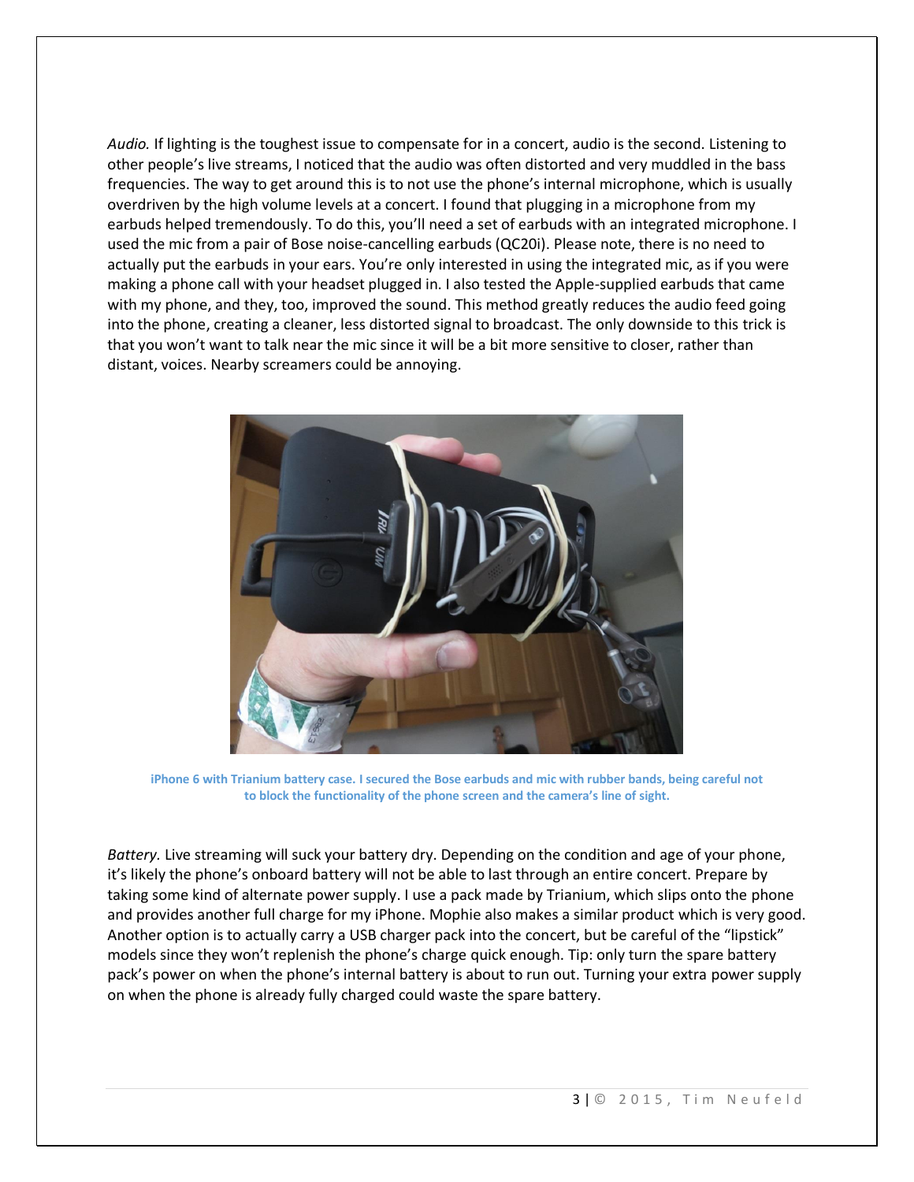*Audio.* If lighting is the toughest issue to compensate for in a concert, audio is the second. Listening to other people's live streams, I noticed that the audio was often distorted and very muddled in the bass frequencies. The way to get around this is to not use the phone's internal microphone, which is usually overdriven by the high volume levels at a concert. I found that plugging in a microphone from my earbuds helped tremendously. To do this, you'll need a set of earbuds with an integrated microphone. I used the mic from a pair of Bose noise-cancelling earbuds (QC20i). Please note, there is no need to actually put the earbuds in your ears. You're only interested in using the integrated mic, as if you were making a phone call with your headset plugged in. I also tested the Apple-supplied earbuds that came with my phone, and they, too, improved the sound. This method greatly reduces the audio feed going into the phone, creating a cleaner, less distorted signal to broadcast. The only downside to this trick is that you won't want to talk near the mic since it will be a bit more sensitive to closer, rather than distant, voices. Nearby screamers could be annoying.

**iPhone 6 with Trianium battery case. I secured the Bose earbuds and mic with rubber bands, being careful not to block the functionality of the phone screen and the camera's line of sight.**

*Battery.* Live streaming will suck your battery dry. Depending on the condition and age of your phone, it's likely the phone's onboard battery will not be able to last through an entire concert. Prepare by taking some kind of alternate power supply. I use a pack made by Trianium, which slips onto the phone and provides another full charge for my iPhone. Mophie also makes a similar product which is very good. Another option is to actually carry a USB charger pack into the concert, but be careful of the "lipstick" models since they won't replenish the phone's charge quick enough. Tip: only turn the spare battery pack's power on when the phone's internal battery is about to run out. Turning your extra power supply on when the phone is already fully charged could waste the spare battery.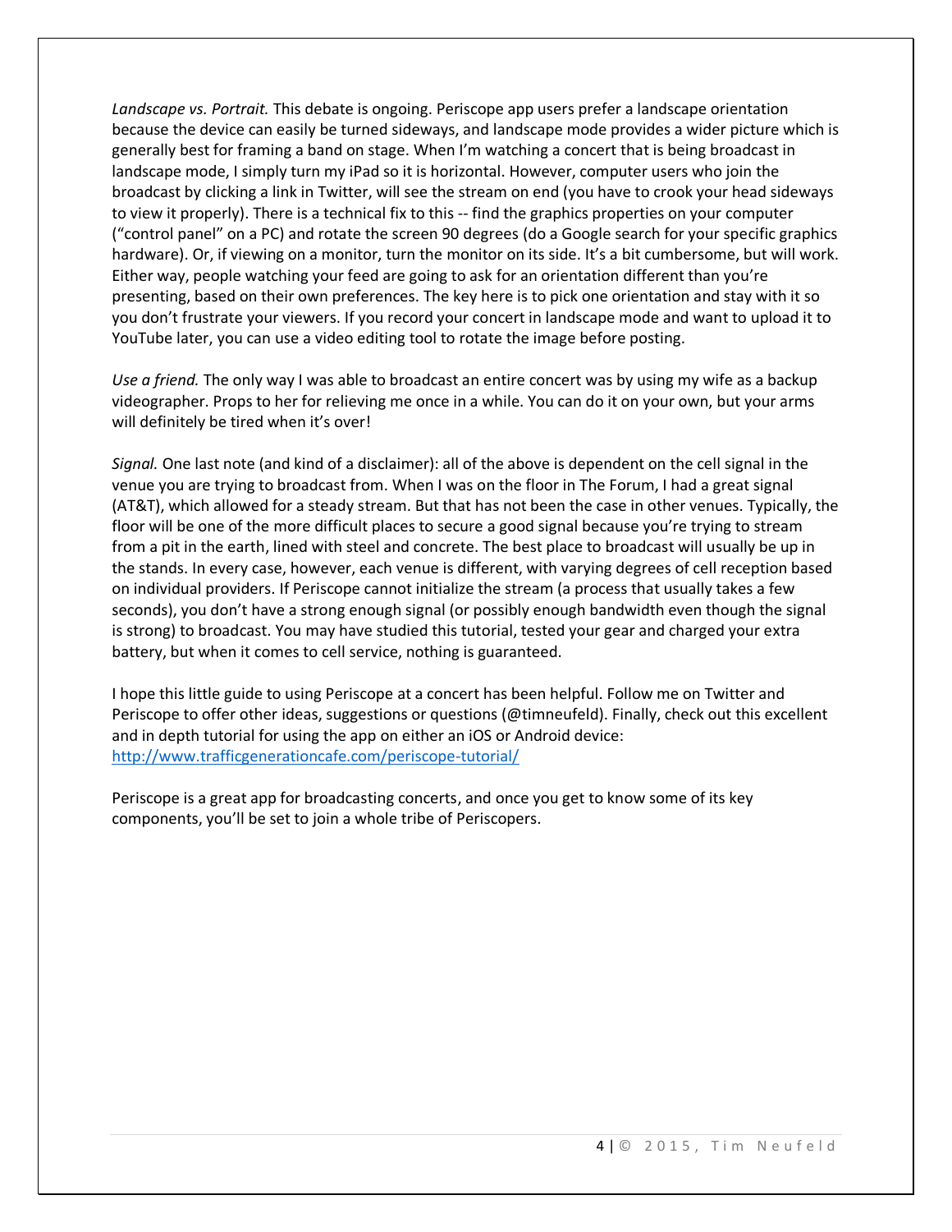*Landscape vs. Portrait.* This debate is ongoing. Periscope app users prefer a landscape orientation because the device can easily be turned sideways, and landscape mode provides a wider picture which is generally best for framing a band on stage. When I'm watching a concert that is being broadcast in landscape mode, I simply turn my iPad so it is horizontal. However, computer users who join the broadcast by clicking a link in Twitter, will see the stream on end (you have to crook your head sideways to view it properly). There is a technical fix to this -- find the graphics properties on your computer ("control panel" on a PC) and rotate the screen 90 degrees (do a Google search for your specific graphics hardware). Or, if viewing on a monitor, turn the monitor on its side. It's a bit cumbersome, but will work. Either way, people watching your feed are going to ask for an orientation different than you're presenting, based on their own preferences. The key here is to pick one orientation and stay with it so you don't frustrate your viewers. If you record your concert in landscape mode and want to upload it to YouTube later, you can use a video editing tool to rotate the image before posting.

*Use a friend.* The only way I was able to broadcast an entire concert was by using my wife as a backup videographer. Props to her for relieving me once in a while. You can do it on your own, but your arms will definitely be tired when it's over!

*Signal.* One last note (and kind of a disclaimer): all of the above is dependent on the cell signal in the venue you are trying to broadcast from. When I was on the floor in The Forum, I had a great signal (AT&T), which allowed for a steady stream. But that has not been the case in other venues. Typically, the floor will be one of the more difficult places to secure a good signal because you're trying to stream from a pit in the earth, lined with steel and concrete. The best place to broadcast will usually be up in the stands. In every case, however, each venue is different, with varying degrees of cell reception based on individual providers. If Periscope cannot initialize the stream (a process that usually takes a few seconds), you don't have a strong enough signal (or possibly enough bandwidth even though the signal is strong) to broadcast. You may have studied this tutorial, tested your gear and charged your extra battery, but when it comes to cell service, nothing is guaranteed.

I hope this little guide to using Periscope at a concert has been helpful. Follow me on Twitter and Periscope to offer other ideas, suggestions or questions (@timneufeld). Finally, check out this excellent and in depth tutorial for using the app on either an iOS or Android device: http://www.trafficgenerationcafe.com/periscope-tutorial/

Periscope is a great app for broadcasting concerts, and once you get to know some of its key components, you'll be set to join a whole tribe of Periscopers.